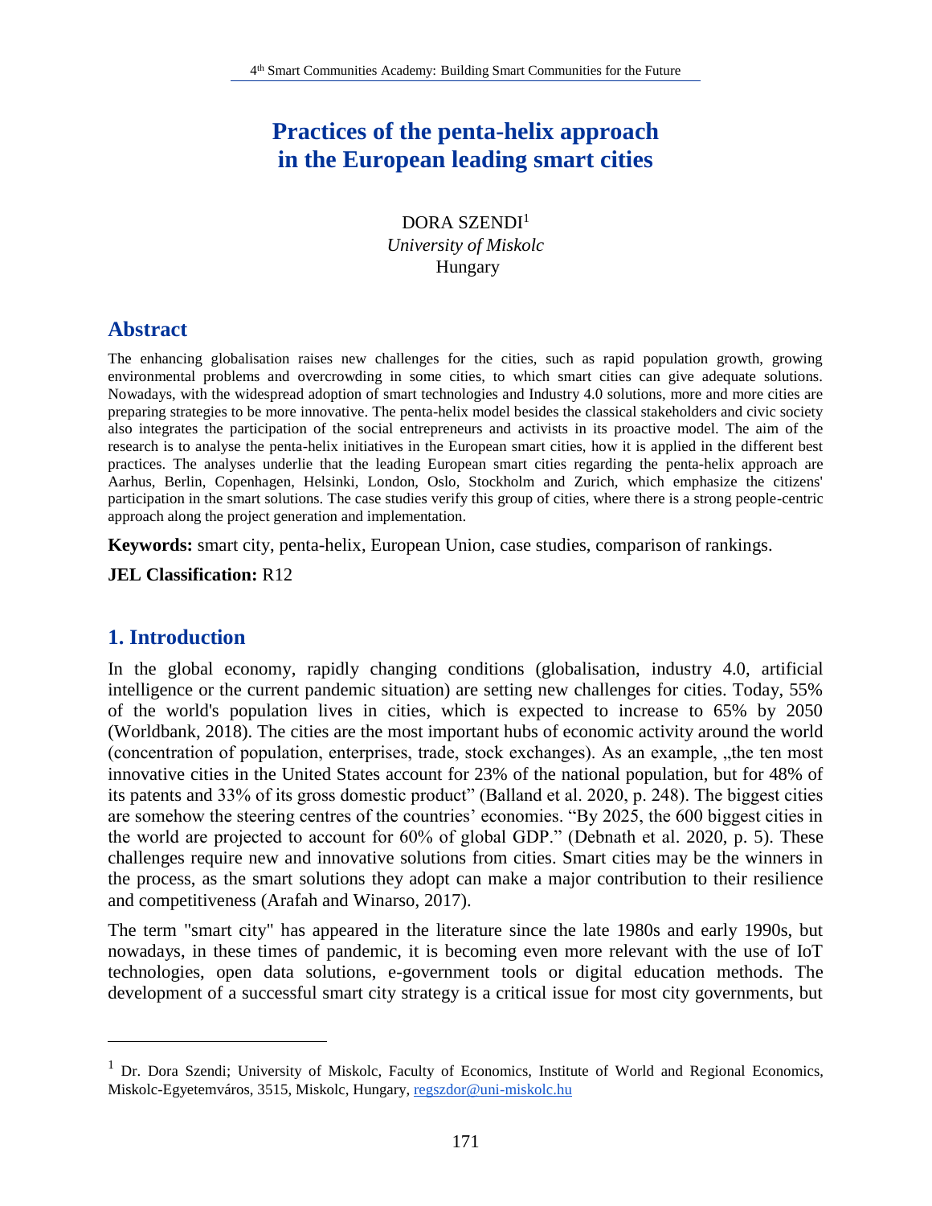# Practices of the penta-helix approach in the European leading smart cities

DORA SZENDI[1]
*University of Miskolc*
Hungary

## Abstract

The enhancing globalisation raises new challenges for the cities, such as rapid population growth, growing environmental problems and overcrowding in some cities, to which smart cities can give adequate solutions. Nowadays, with the widespread adoption of smart technologies and Industry 4.0 solutions, more and more cities are preparing strategies to be more innovative. The penta-helix model besides the classical stakeholders and civic society also integrates the participation of the social entrepreneurs and activists in its proactive model. The aim of the research is to analyse the penta-helix initiatives in the European smart cities, how it is applied in the different best practices. The analyses underlie that the leading European smart cities regarding the penta-helix approach are Aarhus, Berlin, Copenhagen, Helsinki, London, Oslo, Stockholm and Zurich, which emphasize the citizens' participation in the smart solutions. The case studies verify this group of cities, where there is a strong people-centric approach along the project generation and implementation.

**Keywords:** smart city, penta-helix, European Union, case studies, comparison of rankings.

**JEL Classification:** R12

## 1. Introduction

In the global economy, rapidly changing conditions (globalisation, industry 4.0, artificial intelligence or the current pandemic situation) are setting new challenges for cities. Today, 55% of the world's population lives in cities, which is expected to increase to 65% by 2050 (Worldbank, 2018). The cities are the most important hubs of economic activity around the world (concentration of population, enterprises, trade, stock exchanges). As an example, „the ten most innovative cities in the United States account for 23% of the national population, but for 48% of its patents and 33% of its gross domestic product" (Balland et al. 2020, p. 248). The biggest cities are somehow the steering centres of the countries' economies. "By 2025, the 600 biggest cities in the world are projected to account for 60% of global GDP." (Debnath et al. 2020, p. 5). These challenges require new and innovative solutions from cities. Smart cities may be the winners in the process, as the smart solutions they adopt can make a major contribution to their resilience and competitiveness (Arafah and Winarso, 2017).

The term "smart city" has appeared in the literature since the late 1980s and early 1990s, but nowadays, in these times of pandemic, it is becoming even more relevant with the use of IoT technologies, open data solutions, e-government tools or digital education methods. The development of a successful smart city strategy is a critical issue for most city governments, but

[1] Dr. Dora Szendi; University of Miskolc, Faculty of Economics, Institute of World and Regional Economics, Miskolc-Egyetemváros, 3515, Miskolc, Hungary, regszdor@uni-miskolc.hu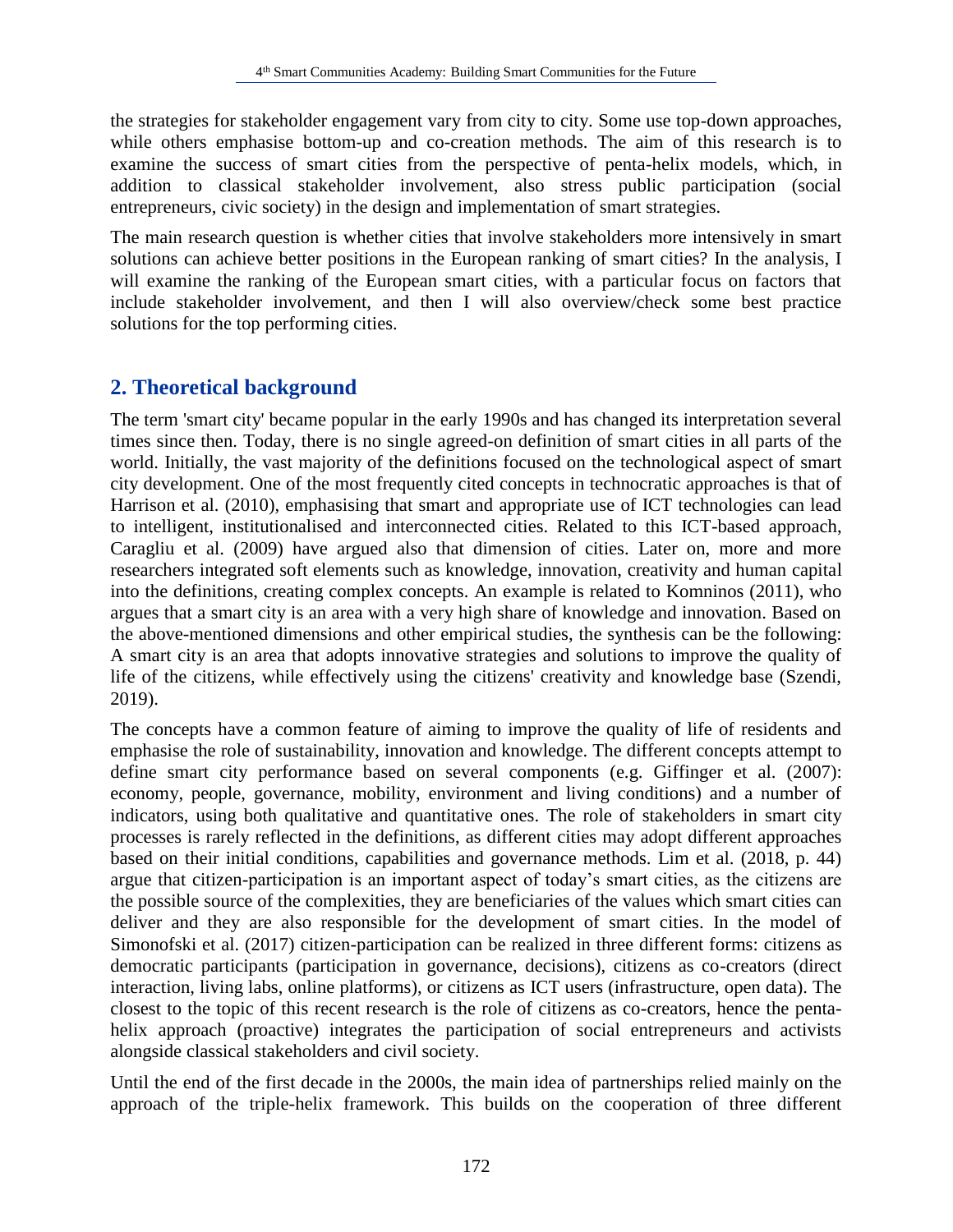the strategies for stakeholder engagement vary from city to city. Some use top-down approaches, while others emphasise bottom-up and co-creation methods. The aim of this research is to examine the success of smart cities from the perspective of penta-helix models, which, in addition to classical stakeholder involvement, also stress public participation (social entrepreneurs, civic society) in the design and implementation of smart strategies.

The main research question is whether cities that involve stakeholders more intensively in smart solutions can achieve better positions in the European ranking of smart cities? In the analysis, I will examine the ranking of the European smart cities, with a particular focus on factors that include stakeholder involvement, and then I will also overview/check some best practice solutions for the top performing cities.

## 2. Theoretical background

The term 'smart city' became popular in the early 1990s and has changed its interpretation several times since then. Today, there is no single agreed-on definition of smart cities in all parts of the world. Initially, the vast majority of the definitions focused on the technological aspect of smart city development. One of the most frequently cited concepts in technocratic approaches is that of Harrison et al. (2010), emphasising that smart and appropriate use of ICT technologies can lead to intelligent, institutionalised and interconnected cities. Related to this ICT-based approach, Caragliu et al. (2009) have argued also that dimension of cities. Later on, more and more researchers integrated soft elements such as knowledge, innovation, creativity and human capital into the definitions, creating complex concepts. An example is related to Komninos (2011), who argues that a smart city is an area with a very high share of knowledge and innovation. Based on the above-mentioned dimensions and other empirical studies, the synthesis can be the following: A smart city is an area that adopts innovative strategies and solutions to improve the quality of life of the citizens, while effectively using the citizens' creativity and knowledge base (Szendi, 2019).

The concepts have a common feature of aiming to improve the quality of life of residents and emphasise the role of sustainability, innovation and knowledge. The different concepts attempt to define smart city performance based on several components (e.g. Giffinger et al. (2007): economy, people, governance, mobility, environment and living conditions) and a number of indicators, using both qualitative and quantitative ones. The role of stakeholders in smart city processes is rarely reflected in the definitions, as different cities may adopt different approaches based on their initial conditions, capabilities and governance methods. Lim et al. (2018, p. 44) argue that citizen-participation is an important aspect of today's smart cities, as the citizens are the possible source of the complexities, they are beneficiaries of the values which smart cities can deliver and they are also responsible for the development of smart cities. In the model of Simonofski et al. (2017) citizen-participation can be realized in three different forms: citizens as democratic participants (participation in governance, decisions), citizens as co-creators (direct interaction, living labs, online platforms), or citizens as ICT users (infrastructure, open data). The closest to the topic of this recent research is the role of citizens as co-creators, hence the penta-helix approach (proactive) integrates the participation of social entrepreneurs and activists alongside classical stakeholders and civil society.

Until the end of the first decade in the 2000s, the main idea of partnerships relied mainly on the approach of the triple-helix framework. This builds on the cooperation of three different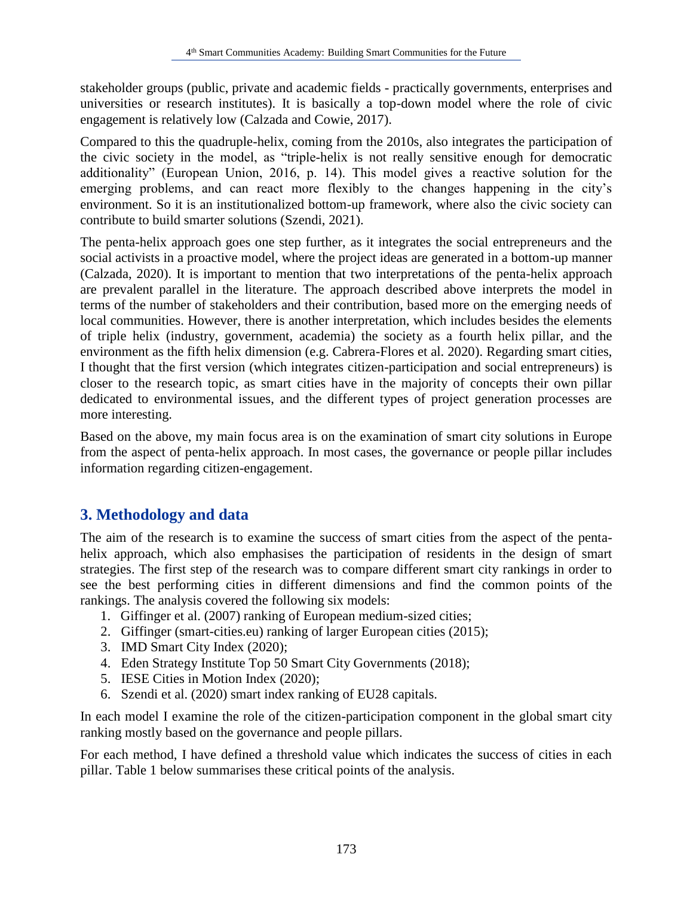stakeholder groups (public, private and academic fields - practically governments, enterprises and universities or research institutes). It is basically a top-down model where the role of civic engagement is relatively low (Calzada and Cowie, 2017).

Compared to this the quadruple-helix, coming from the 2010s, also integrates the participation of the civic society in the model, as "triple-helix is not really sensitive enough for democratic additionality" (European Union, 2016, p. 14). This model gives a reactive solution for the emerging problems, and can react more flexibly to the changes happening in the city's environment. So it is an institutionalized bottom-up framework, where also the civic society can contribute to build smarter solutions (Szendi, 2021).

The penta-helix approach goes one step further, as it integrates the social entrepreneurs and the social activists in a proactive model, where the project ideas are generated in a bottom-up manner (Calzada, 2020). It is important to mention that two interpretations of the penta-helix approach are prevalent parallel in the literature. The approach described above interprets the model in terms of the number of stakeholders and their contribution, based more on the emerging needs of local communities. However, there is another interpretation, which includes besides the elements of triple helix (industry, government, academia) the society as a fourth helix pillar, and the environment as the fifth helix dimension (e.g. Cabrera-Flores et al. 2020). Regarding smart cities, I thought that the first version (which integrates citizen-participation and social entrepreneurs) is closer to the research topic, as smart cities have in the majority of concepts their own pillar dedicated to environmental issues, and the different types of project generation processes are more interesting.

Based on the above, my main focus area is on the examination of smart city solutions in Europe from the aspect of penta-helix approach. In most cases, the governance or people pillar includes information regarding citizen-engagement.

## 3. Methodology and data

The aim of the research is to examine the success of smart cities from the aspect of the penta-helix approach, which also emphasises the participation of residents in the design of smart strategies. The first step of the research was to compare different smart city rankings in order to see the best performing cities in different dimensions and find the common points of the rankings. The analysis covered the following six models:

1. Giffinger et al. (2007) ranking of European medium-sized cities;
2. Giffinger (smart-cities.eu) ranking of larger European cities (2015);
3. IMD Smart City Index (2020);
4. Eden Strategy Institute Top 50 Smart City Governments (2018);
5. IESE Cities in Motion Index (2020);
6. Szendi et al. (2020) smart index ranking of EU28 capitals.

In each model I examine the role of the citizen-participation component in the global smart city ranking mostly based on the governance and people pillars.

For each method, I have defined a threshold value which indicates the success of cities in each pillar. Table 1 below summarises these critical points of the analysis.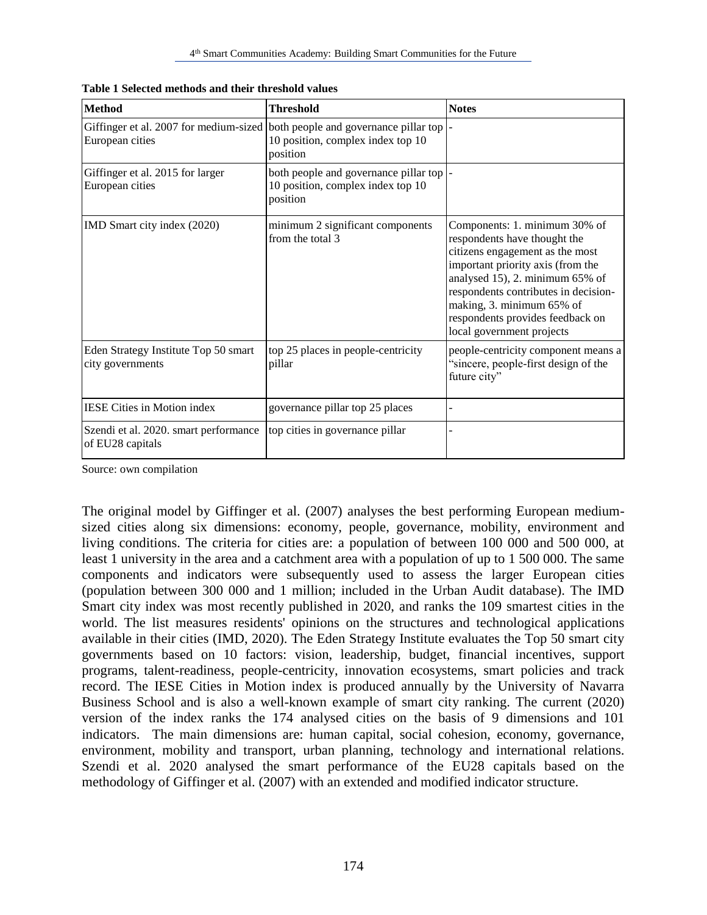**Table 1 Selected methods and their threshold values**

| Method | Threshold | Notes |
| --- | --- | --- |
| Giffinger et al. 2007 for medium-sized European cities | both people and governance pillar top 10 position, complex index top 10 position | - |
| Giffinger et al. 2015 for larger European cities | both people and governance pillar top 10 position, complex index top 10 position | - |
| IMD Smart city index (2020) | minimum 2 significant components from the total 3 | Components: 1. minimum 30% of respondents have thought the citizens engagement as the most important priority axis (from the analysed 15), 2. minimum 65% of respondents contributes in decision-making, 3. minimum 65% of respondents provides feedback on local government projects |
| Eden Strategy Institute Top 50 smart city governments | top 25 places in people-centricity pillar | people-centricity component means a "sincere, people-first design of the future city" |
| IESE Cities in Motion index | governance pillar top 25 places | - |
| Szendi et al. 2020. smart performance of EU28 capitals | top cities in governance pillar | - |

Source: own compilation

The original model by Giffinger et al. (2007) analyses the best performing European medium-sized cities along six dimensions: economy, people, governance, mobility, environment and living conditions. The criteria for cities are: a population of between 100 000 and 500 000, at least 1 university in the area and a catchment area with a population of up to 1 500 000. The same components and indicators were subsequently used to assess the larger European cities (population between 300 000 and 1 million; included in the Urban Audit database). The IMD Smart city index was most recently published in 2020, and ranks the 109 smartest cities in the world. The list measures residents' opinions on the structures and technological applications available in their cities (IMD, 2020). The Eden Strategy Institute evaluates the Top 50 smart city governments based on 10 factors: vision, leadership, budget, financial incentives, support programs, talent-readiness, people-centricity, innovation ecosystems, smart policies and track record. The IESE Cities in Motion index is produced annually by the University of Navarra Business School and is also a well-known example of smart city ranking. The current (2020) version of the index ranks the 174 analysed cities on the basis of 9 dimensions and 101 indicators. The main dimensions are: human capital, social cohesion, economy, governance, environment, mobility and transport, urban planning, technology and international relations. Szendi et al. 2020 analysed the smart performance of the EU28 capitals based on the methodology of Giffinger et al. (2007) with an extended and modified indicator structure.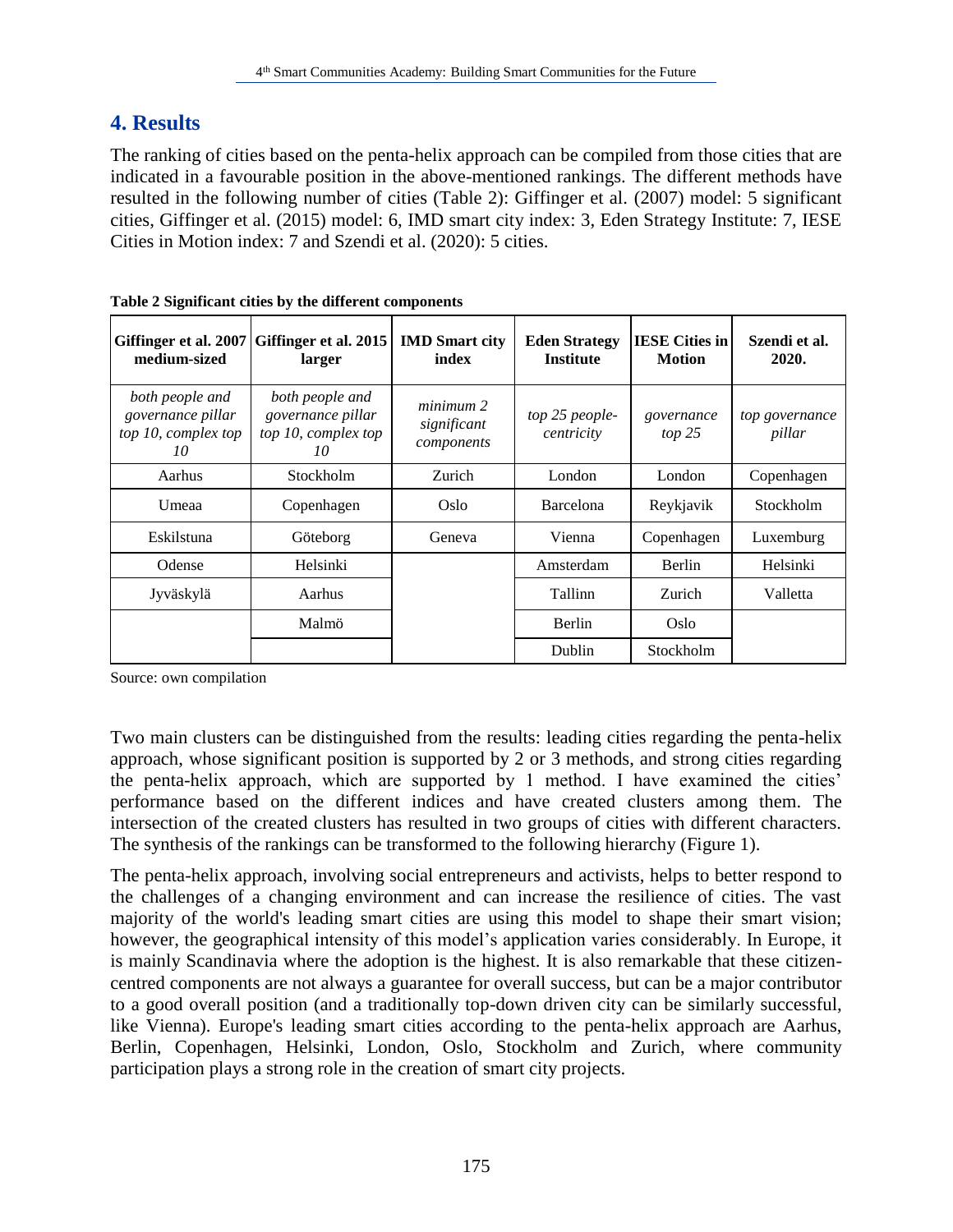## 4. Results

The ranking of cities based on the penta-helix approach can be compiled from those cities that are indicated in a favourable position in the above-mentioned rankings. The different methods have resulted in the following number of cities (Table 2): Giffinger et al. (2007) model: 5 significant cities, Giffinger et al. (2015) model: 6, IMD smart city index: 3, Eden Strategy Institute: 7, IESE Cities in Motion index: 7 and Szendi et al. (2020): 5 cities.

**Table 2 Significant cities by the different components**

| Giffinger et al. 2007 medium-sized | Giffinger et al. 2015 larger | IMD Smart city index | Eden Strategy Institute | IESE Cities in Motion | Szendi et al. 2020. |
|---|---|---|---|---|---|
| *both people and governance pillar top 10, complex top 10* | *both people and governance pillar top 10, complex top 10* | *minimum 2 significant components* | *top 25 people-centricity* | *governance top 25* | *top governance pillar* |
| Aarhus | Stockholm | Zurich | London | London | Copenhagen |
| Umeaa | Copenhagen | Oslo | Barcelona | Reykjavik | Stockholm |
| Eskilstuna | Göteborg | Geneva | Vienna | Copenhagen | Luxemburg |
| Odense | Helsinki | | Amsterdam | Berlin | Helsinki |
| Jyväskylä | Aarhus | | Tallinn | Zurich | Valletta |
| | Malmö | | Berlin | Oslo | |
| | | | Dublin | Stockholm | |

Source: own compilation

Two main clusters can be distinguished from the results: leading cities regarding the penta-helix approach, whose significant position is supported by 2 or 3 methods, and strong cities regarding the penta-helix approach, which are supported by 1 method. I have examined the cities' performance based on the different indices and have created clusters among them. The intersection of the created clusters has resulted in two groups of cities with different characters. The synthesis of the rankings can be transformed to the following hierarchy (Figure 1).

The penta-helix approach, involving social entrepreneurs and activists, helps to better respond to the challenges of a changing environment and can increase the resilience of cities. The vast majority of the world's leading smart cities are using this model to shape their smart vision; however, the geographical intensity of this model's application varies considerably. In Europe, it is mainly Scandinavia where the adoption is the highest. It is also remarkable that these citizen-centred components are not always a guarantee for overall success, but can be a major contributor to a good overall position (and a traditionally top-down driven city can be similarly successful, like Vienna). Europe's leading smart cities according to the penta-helix approach are Aarhus, Berlin, Copenhagen, Helsinki, London, Oslo, Stockholm and Zurich, where community participation plays a strong role in the creation of smart city projects.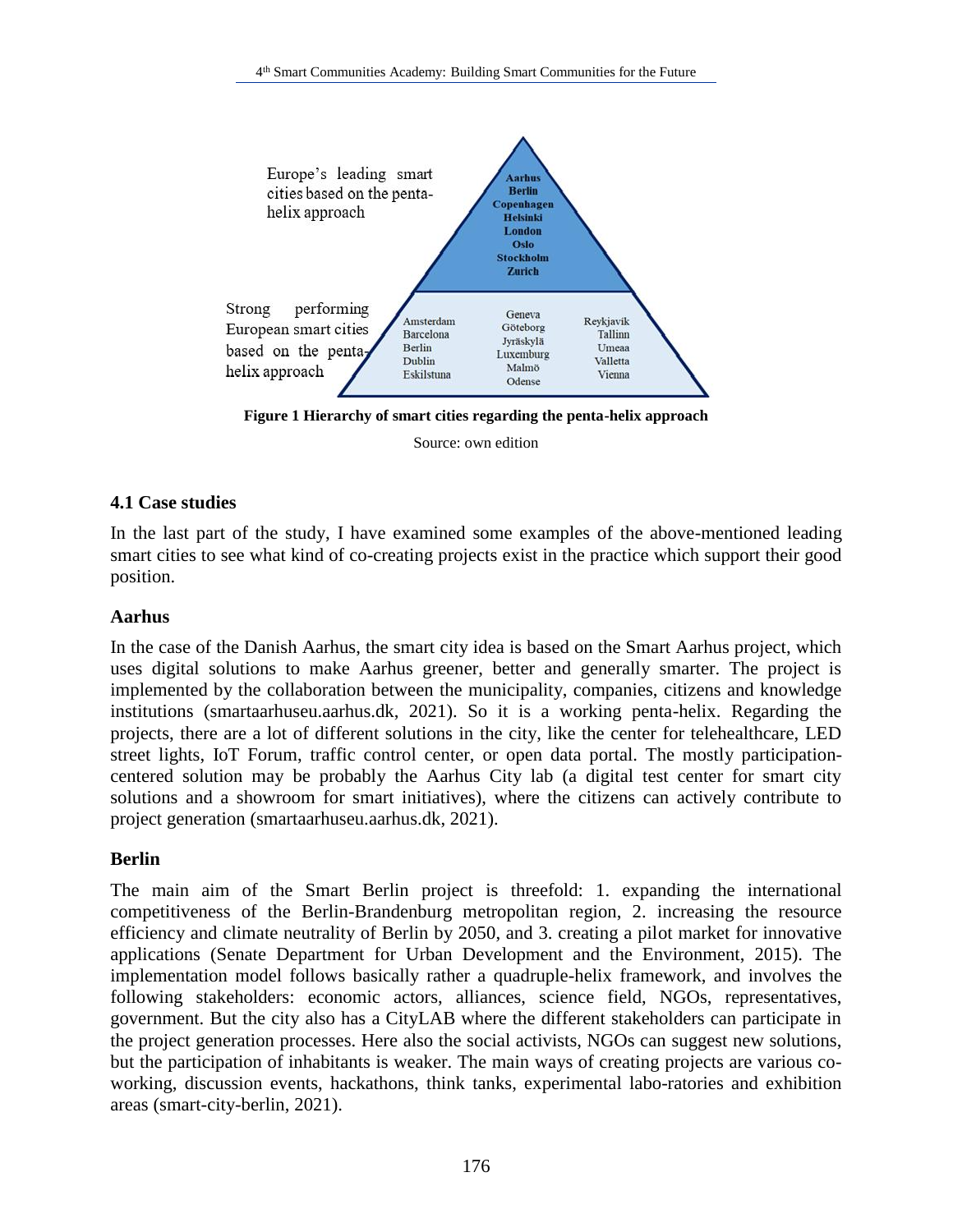Europe's leading smart cities based on the penta-helix approach

Aarhus
Berlin
Copenhagen
Helsinki
London
Oslo
Stockholm
Zurich

Strong performing European smart cities based on the penta-helix approach

Amsterdam
Barcelona
Berlin
Dublin
Eskilstuna

Geneva
Göteborg
Jyräskylä
Luxemburg
Malmö
Odense

Reykjavik
Tallinn
Umeaa
Valletta
Vienna

**Figure 1 Hierarchy of smart cities regarding the penta-helix approach**

Source: own edition

### 4.1 Case studies

In the last part of the study, I have examined some examples of the above-mentioned leading smart cities to see what kind of co-creating projects exist in the practice which support their good position.

#### Aarhus

In the case of the Danish Aarhus, the smart city idea is based on the Smart Aarhus project, which uses digital solutions to make Aarhus greener, better and generally smarter. The project is implemented by the collaboration between the municipality, companies, citizens and knowledge institutions (smartaarhuseu.aarhus.dk, 2021). So it is a working penta-helix. Regarding the projects, there are a lot of different solutions in the city, like the center for telehealthcare, LED street lights, IoT Forum, traffic control center, or open data portal. The mostly participation-centered solution may be probably the Aarhus City lab (a digital test center for smart city solutions and a showroom for smart initiatives), where the citizens can actively contribute to project generation (smartaarhuseu.aarhus.dk, 2021).

#### Berlin

The main aim of the Smart Berlin project is threefold: 1. expanding the international competitiveness of the Berlin-Brandenburg metropolitan region, 2. increasing the resource efficiency and climate neutrality of Berlin by 2050, and 3. creating a pilot market for innovative applications (Senate Department for Urban Development and the Environment, 2015). The implementation model follows basically rather a quadruple-helix framework, and involves the following stakeholders: economic actors, alliances, science field, NGOs, representatives, government. But the city also has a CityLAB where the different stakeholders can participate in the project generation processes. Here also the social activists, NGOs can suggest new solutions, but the participation of inhabitants is weaker. The main ways of creating projects are various co-working, discussion events, hackathons, think tanks, experimental labo-ratories and exhibition areas (smart-city-berlin, 2021).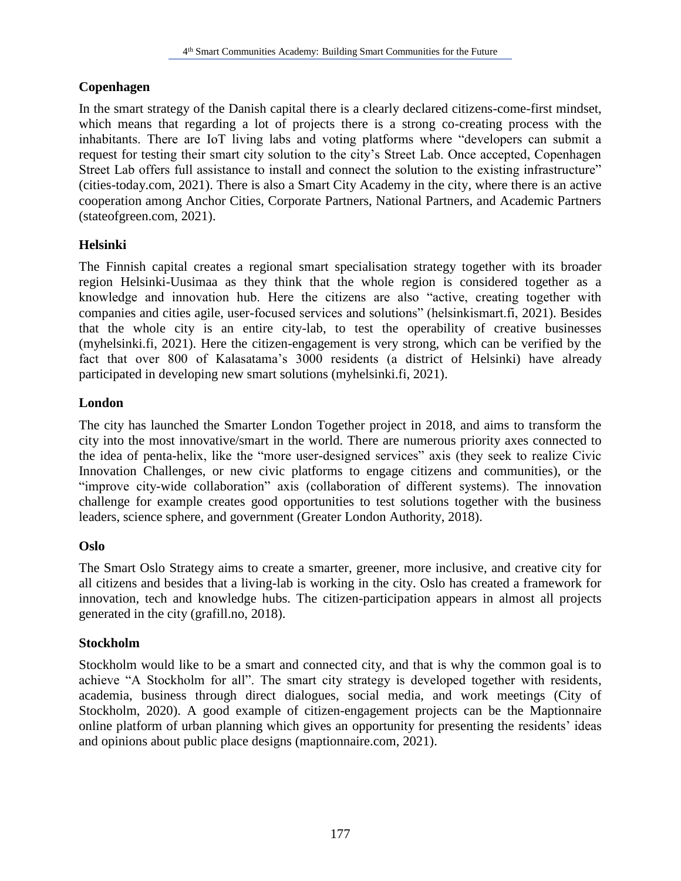### Copenhagen

In the smart strategy of the Danish capital there is a clearly declared citizens-come-first mindset, which means that regarding a lot of projects there is a strong co-creating process with the inhabitants. There are IoT living labs and voting platforms where "developers can submit a request for testing their smart city solution to the city's Street Lab. Once accepted, Copenhagen Street Lab offers full assistance to install and connect the solution to the existing infrastructure" (cities-today.com, 2021). There is also a Smart City Academy in the city, where there is an active cooperation among Anchor Cities, Corporate Partners, National Partners, and Academic Partners (stateofgreen.com, 2021).

### Helsinki

The Finnish capital creates a regional smart specialisation strategy together with its broader region Helsinki-Uusimaa as they think that the whole region is considered together as a knowledge and innovation hub. Here the citizens are also "active, creating together with companies and cities agile, user-focused services and solutions" (helsinkismart.fi, 2021). Besides that the whole city is an entire city-lab, to test the operability of creative businesses (myhelsinki.fi, 2021). Here the citizen-engagement is very strong, which can be verified by the fact that over 800 of Kalasatama's 3000 residents (a district of Helsinki) have already participated in developing new smart solutions (myhelsinki.fi, 2021).

### London

The city has launched the Smarter London Together project in 2018, and aims to transform the city into the most innovative/smart in the world. There are numerous priority axes connected to the idea of penta-helix, like the "more user-designed services" axis (they seek to realize Civic Innovation Challenges, or new civic platforms to engage citizens and communities), or the "improve city-wide collaboration" axis (collaboration of different systems). The innovation challenge for example creates good opportunities to test solutions together with the business leaders, science sphere, and government (Greater London Authority, 2018).

### Oslo

The Smart Oslo Strategy aims to create a smarter, greener, more inclusive, and creative city for all citizens and besides that a living-lab is working in the city. Oslo has created a framework for innovation, tech and knowledge hubs. The citizen-participation appears in almost all projects generated in the city (grafill.no, 2018).

### Stockholm

Stockholm would like to be a smart and connected city, and that is why the common goal is to achieve "A Stockholm for all". The smart city strategy is developed together with residents, academia, business through direct dialogues, social media, and work meetings (City of Stockholm, 2020). A good example of citizen-engagement projects can be the Maptionnaire online platform of urban planning which gives an opportunity for presenting the residents' ideas and opinions about public place designs (maptionnaire.com, 2021).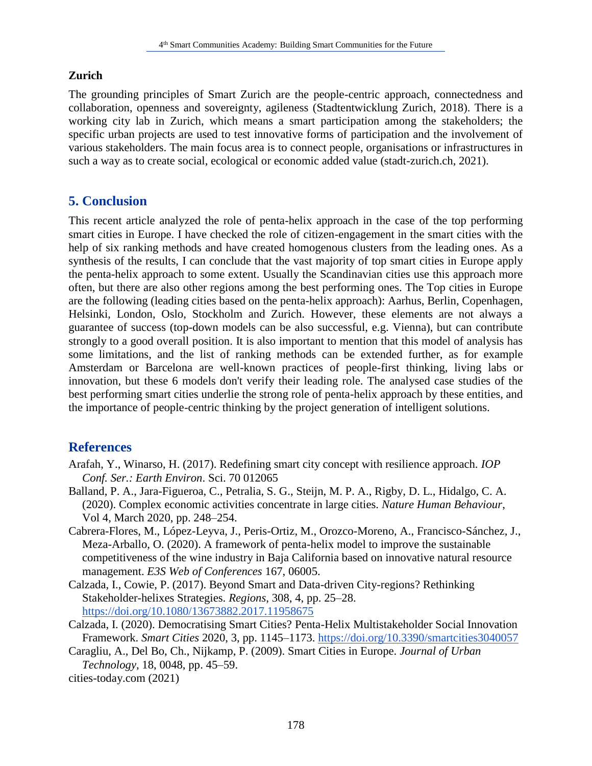### Zurich

The grounding principles of Smart Zurich are the people-centric approach, connectedness and collaboration, openness and sovereignty, agileness (Stadtentwicklung Zurich, 2018). There is a working city lab in Zurich, which means a smart participation among the stakeholders; the specific urban projects are used to test innovative forms of participation and the involvement of various stakeholders. The main focus area is to connect people, organisations or infrastructures in such a way as to create social, ecological or economic added value (stadt-zurich.ch, 2021).

## 5. Conclusion

This recent article analyzed the role of penta-helix approach in the case of the top performing smart cities in Europe. I have checked the role of citizen-engagement in the smart cities with the help of six ranking methods and have created homogenous clusters from the leading ones. As a synthesis of the results, I can conclude that the vast majority of top smart cities in Europe apply the penta-helix approach to some extent. Usually the Scandinavian cities use this approach more often, but there are also other regions among the best performing ones. The Top cities in Europe are the following (leading cities based on the penta-helix approach): Aarhus, Berlin, Copenhagen, Helsinki, London, Oslo, Stockholm and Zurich. However, these elements are not always a guarantee of success (top-down models can be also successful, e.g. Vienna), but can contribute strongly to a good overall position. It is also important to mention that this model of analysis has some limitations, and the list of ranking methods can be extended further, as for example Amsterdam or Barcelona are well-known practices of people-first thinking, living labs or innovation, but these 6 models don't verify their leading role. The analysed case studies of the best performing smart cities underlie the strong role of penta-helix approach by these entities, and the importance of people-centric thinking by the project generation of intelligent solutions.

## References

Arafah, Y., Winarso, H. (2017). Redefining smart city concept with resilience approach. *IOP Conf. Ser.: Earth Environ*. Sci. 70 012065

Balland, P. A., Jara-Figueroa, C., Petralia, S. G., Steijn, M. P. A., Rigby, D. L., Hidalgo, C. A. (2020). Complex economic activities concentrate in large cities. *Nature Human Behaviour*, Vol 4, March 2020, pp. 248–254.

Cabrera-Flores, M., López-Leyva, J., Peris-Ortiz, M., Orozco-Moreno, A., Francisco-Sánchez, J., Meza-Arballo, O. (2020). A framework of penta-helix model to improve the sustainable competitiveness of the wine industry in Baja California based on innovative natural resource management. *E3S Web of Conferences* 167, 06005.

Calzada, I., Cowie, P. (2017). Beyond Smart and Data-driven City-regions? Rethinking Stakeholder-helixes Strategies. *Regions*, 308, 4, pp. 25–28. https://doi.org/10.1080/13673882.2017.11958675

Calzada, I. (2020). Democratising Smart Cities? Penta-Helix Multistakeholder Social Innovation Framework. *Smart Cities* 2020, 3, pp. 1145–1173. https://doi.org/10.3390/smartcities3040057

Caragliu, A., Del Bo, Ch., Nijkamp, P. (2009). Smart Cities in Europe. *Journal of Urban Technology*, 18, 0048, pp. 45–59.

cities-today.com (2021)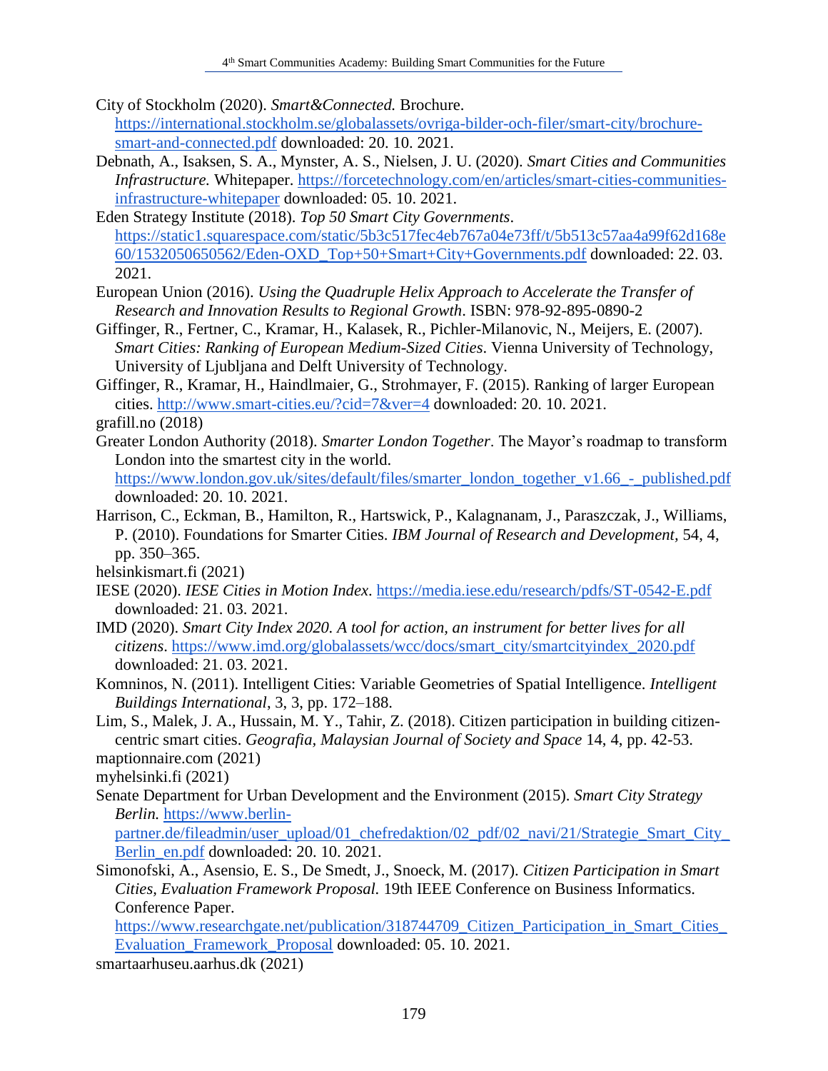City of Stockholm (2020). *Smart&Connected.* Brochure. https://international.stockholm.se/globalassets/ovriga-bilder-och-filer/smart-city/brochure-smart-and-connected.pdf downloaded: 20. 10. 2021.

Debnath, A., Isaksen, S. A., Mynster, A. S., Nielsen, J. U. (2020). *Smart Cities and Communities Infrastructure.* Whitepaper. https://forcetechnology.com/en/articles/smart-cities-communities-infrastructure-whitepaper downloaded: 05. 10. 2021.

Eden Strategy Institute (2018). *Top 50 Smart City Governments*. https://static1.squarespace.com/static/5b3c517fec4eb767a04e73ff/t/5b513c57aa4a99f62d168e60/1532050650562/Eden-OXD_Top+50+Smart+City+Governments.pdf downloaded: 22. 03. 2021.

European Union (2016). *Using the Quadruple Helix Approach to Accelerate the Transfer of Research and Innovation Results to Regional Growth*. ISBN: 978-92-895-0890-2

Giffinger, R., Fertner, C., Kramar, H., Kalasek, R., Pichler-Milanovic, N., Meijers, E. (2007). *Smart Cities: Ranking of European Medium-Sized Cities*. Vienna University of Technology, University of Ljubljana and Delft University of Technology.

Giffinger, R., Kramar, H., Haindlmaier, G., Strohmayer, F. (2015). Ranking of larger European cities. http://www.smart-cities.eu/?cid=7&ver=4 downloaded: 20. 10. 2021.

grafill.no (2018)

Greater London Authority (2018). *Smarter London Together*. The Mayor's roadmap to transform London into the smartest city in the world. https://www.london.gov.uk/sites/default/files/smarter_london_together_v1.66_-_published.pdf downloaded: 20. 10. 2021.

Harrison, C., Eckman, B., Hamilton, R., Hartswick, P., Kalagnanam, J., Paraszczak, J., Williams, P. (2010). Foundations for Smarter Cities. *IBM Journal of Research and Development,* 54, 4, pp. 350–365.

helsinkismart.fi (2021)

IESE (2020). *IESE Cities in Motion Index*. https://media.iese.edu/research/pdfs/ST-0542-E.pdf downloaded: 21. 03. 2021.

IMD (2020). *Smart City Index 2020. A tool for action, an instrument for better lives for all citizens*. https://www.imd.org/globalassets/wcc/docs/smart_city/smartcityindex_2020.pdf downloaded: 21. 03. 2021.

Komninos, N. (2011). Intelligent Cities: Variable Geometries of Spatial Intelligence. *Intelligent Buildings International*, 3, 3, pp. 172–188.

Lim, S., Malek, J. A., Hussain, M. Y., Tahir, Z. (2018). Citizen participation in building citizen-centric smart cities. *Geografia, Malaysian Journal of Society and Space* 14, 4, pp. 42-53.

maptionnaire.com (2021)

myhelsinki.fi (2021)

Senate Department for Urban Development and the Environment (2015). *Smart City Strategy Berlin.* https://www.berlin-partner.de/fileadmin/user_upload/01_chefredaktion/02_pdf/02_navi/21/Strategie_Smart_City_Berlin_en.pdf downloaded: 20. 10. 2021.

Simonofski, A., Asensio, E. S., De Smedt, J., Snoeck, M. (2017). *Citizen Participation in Smart Cities, Evaluation Framework Proposal.* 19th IEEE Conference on Business Informatics. Conference Paper. https://www.researchgate.net/publication/318744709_Citizen_Participation_in_Smart_Cities_Evaluation_Framework_Proposal downloaded: 05. 10. 2021.

smartaarhuseu.aarhus.dk (2021)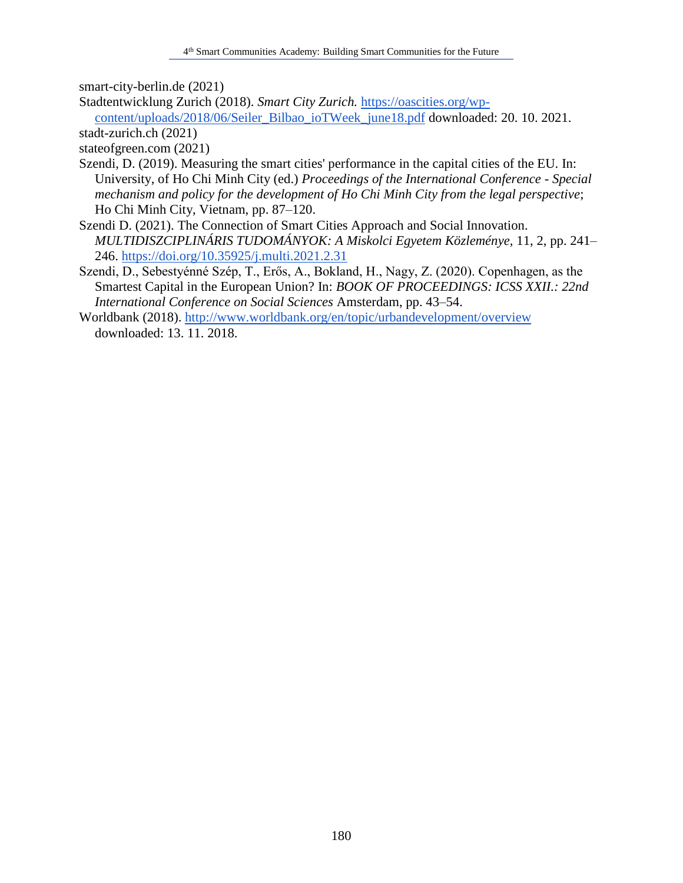smart-city-berlin.de (2021)

Stadtentwicklung Zurich (2018). *Smart City Zurich.* https://oascities.org/wp-content/uploads/2018/06/Seiler_Bilbao_ioTWeek_june18.pdf downloaded: 20. 10. 2021.

stadt-zurich.ch (2021)

stateofgreen.com (2021)

Szendi, D. (2019). Measuring the smart cities' performance in the capital cities of the EU. In: University, of Ho Chi Minh City (ed.) *Proceedings of the International Conference - Special mechanism and policy for the development of Ho Chi Minh City from the legal perspective*; Ho Chi Minh City, Vietnam, pp. 87–120.

Szendi D. (2021). The Connection of Smart Cities Approach and Social Innovation. *MULTIDISZCIPLINÁRIS TUDOMÁNYOK: A Miskolci Egyetem Közleménye*, 11, 2, pp. 241–246. https://doi.org/10.35925/j.multi.2021.2.31

Szendi, D., Sebestyénné Szép, T., Erős, A., Bokland, H., Nagy, Z. (2020). Copenhagen, as the Smartest Capital in the European Union? In: *BOOK OF PROCEEDINGS: ICSS XXII.: 22nd International Conference on Social Sciences* Amsterdam, pp. 43–54.

Worldbank (2018). http://www.worldbank.org/en/topic/urbandevelopment/overview downloaded: 13. 11. 2018.